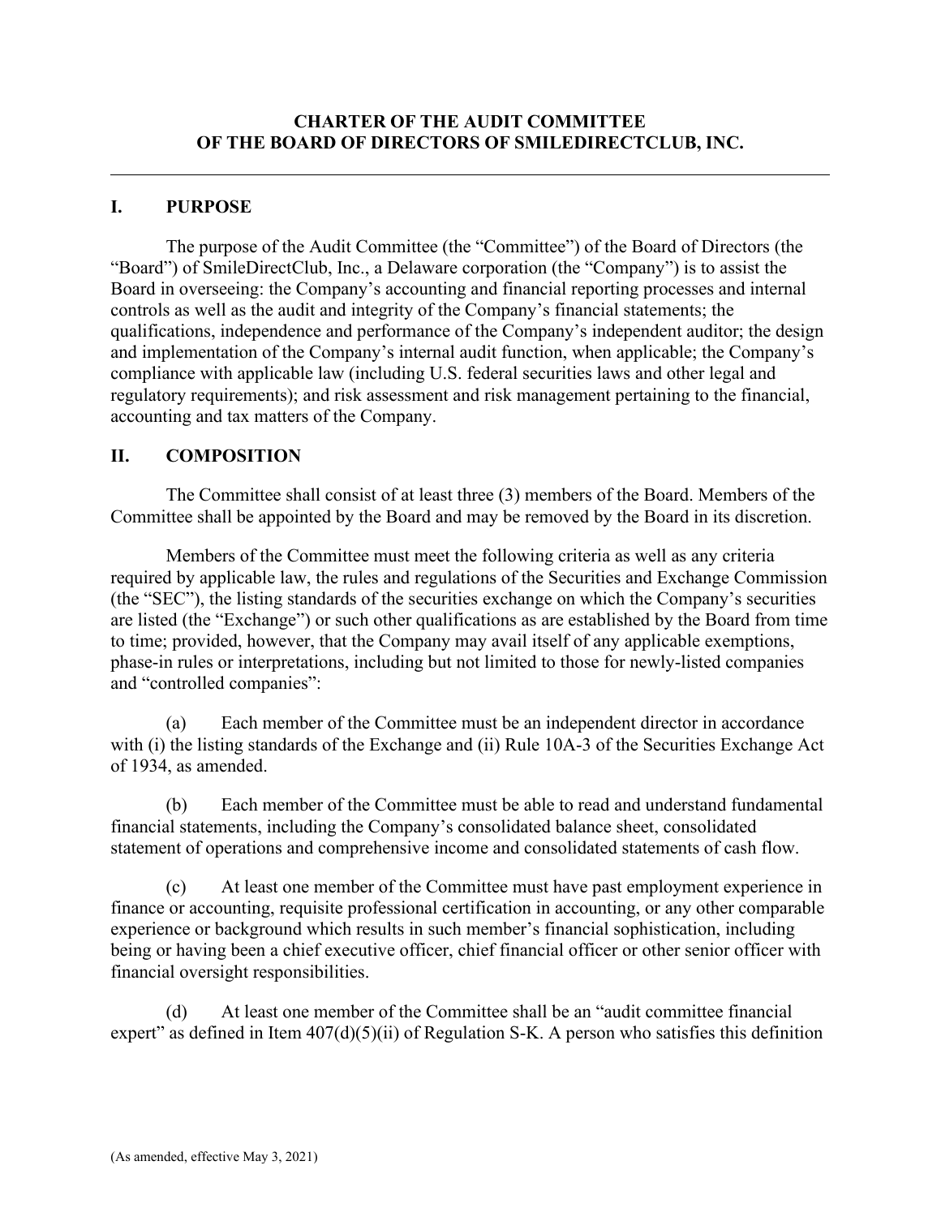# CHARTER OF THE AUDIT COMMITTEE OF THE BOARD OF DIRECTORS OF SMILEDIRECTCLUB, INC.

---

## I. PURPOSE

The purpose of the Audit Committee (the "Committee") of the Board of Directors (the "Board") of SmileDirectClub, Inc., a Delaware corporation (the "Company") is to assist the Board in overseeing: the Company's accounting and financial reporting processes and internal controls as well as the audit and integrity of the Company's financial statements; the qualifications, independence and performance of the Company's independent auditor; the design and implementation of the Company's internal audit function, when applicable; the Company's compliance with applicable law (including U.S. federal securities laws and other legal and regulatory requirements); and risk assessment and risk management pertaining to the financial, accounting and tax matters of the Company.

## II. COMPOSITION

The Committee shall consist of at least three (3) members of the Board. Members of the Committee shall be appointed by the Board and may be removed by the Board in its discretion.

Members of the Committee must meet the following criteria as well as any criteria required by applicable law, the rules and regulations of the Securities and Exchange Commission (the "SEC"), the listing standards of the securities exchange on which the Company's securities are listed (the "Exchange") or such other qualifications as are established by the Board from time to time; provided, however, that the Company may avail itself of any applicable exemptions, phase-in rules or interpretations, including but not limited to those for newly-listed companies and "controlled companies":

(a) Each member of the Committee must be an independent director in accordance with (i) the listing standards of the Exchange and (ii) Rule 10A-3 of the Securities Exchange Act of 1934, as amended.

(b) Each member of the Committee must be able to read and understand fundamental financial statements, including the Company's consolidated balance sheet, consolidated statement of operations and comprehensive income and consolidated statements of cash flow.

(c) At least one member of the Committee must have past employment experience in finance or accounting, requisite professional certification in accounting, or any other comparable experience or background which results in such member's financial sophistication, including being or having been a chief executive officer, chief financial officer or other senior officer with financial oversight responsibilities.

(d) At least one member of the Committee shall be an "audit committee financial expert" as defined in Item 407(d)(5)(ii) of Regulation S-K. A person who satisfies this definition

(As amended, effective May 3, 2021)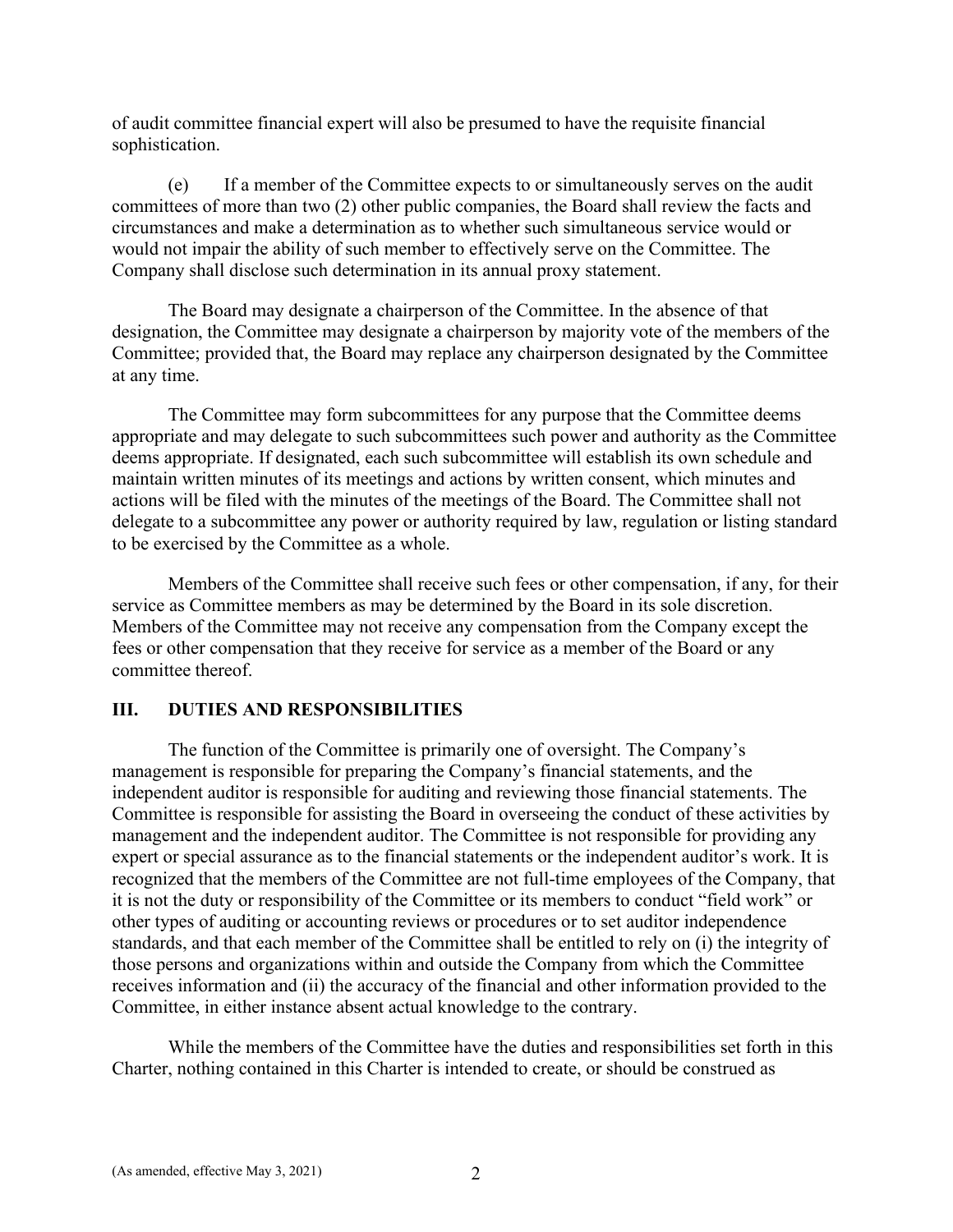of audit committee financial expert will also be presumed to have the requisite financial sophistication.

(e) If a member of the Committee expects to or simultaneously serves on the audit committees of more than two (2) other public companies, the Board shall review the facts and circumstances and make a determination as to whether such simultaneous service would or would not impair the ability of such member to effectively serve on the Committee. The Company shall disclose such determination in its annual proxy statement.

The Board may designate a chairperson of the Committee. In the absence of that designation, the Committee may designate a chairperson by majority vote of the members of the Committee; provided that, the Board may replace any chairperson designated by the Committee at any time.

The Committee may form subcommittees for any purpose that the Committee deems appropriate and may delegate to such subcommittees such power and authority as the Committee deems appropriate. If designated, each such subcommittee will establish its own schedule and maintain written minutes of its meetings and actions by written consent, which minutes and actions will be filed with the minutes of the meetings of the Board. The Committee shall not delegate to a subcommittee any power or authority required by law, regulation or listing standard to be exercised by the Committee as a whole.

Members of the Committee shall receive such fees or other compensation, if any, for their service as Committee members as may be determined by the Board in its sole discretion. Members of the Committee may not receive any compensation from the Company except the fees or other compensation that they receive for service as a member of the Board or any committee thereof.

## III. DUTIES AND RESPONSIBILITIES

The function of the Committee is primarily one of oversight. The Company's management is responsible for preparing the Company's financial statements, and the independent auditor is responsible for auditing and reviewing those financial statements. The Committee is responsible for assisting the Board in overseeing the conduct of these activities by management and the independent auditor. The Committee is not responsible for providing any expert or special assurance as to the financial statements or the independent auditor's work. It is recognized that the members of the Committee are not full-time employees of the Company, that it is not the duty or responsibility of the Committee or its members to conduct "field work" or other types of auditing or accounting reviews or procedures or to set auditor independence standards, and that each member of the Committee shall be entitled to rely on (i) the integrity of those persons and organizations within and outside the Company from which the Committee receives information and (ii) the accuracy of the financial and other information provided to the Committee, in either instance absent actual knowledge to the contrary.

While the members of the Committee have the duties and responsibilities set forth in this Charter, nothing contained in this Charter is intended to create, or should be construed as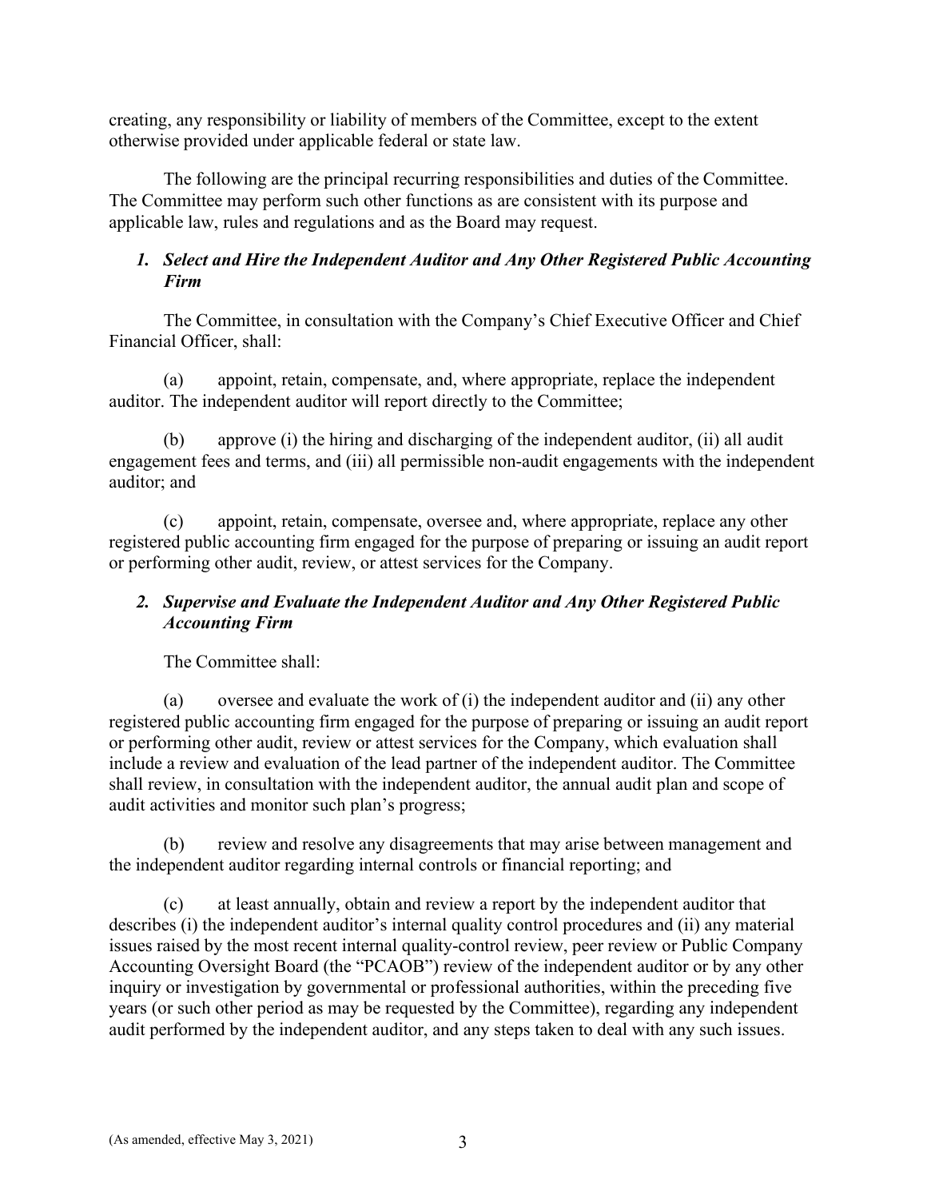creating, any responsibility or liability of members of the Committee, except to the extent otherwise provided under applicable federal or state law.

The following are the principal recurring responsibilities and duties of the Committee. The Committee may perform such other functions as are consistent with its purpose and applicable law, rules and regulations and as the Board may request.

### *1. Select and Hire the Independent Auditor and Any Other Registered Public Accounting Firm*

The Committee, in consultation with the Company's Chief Executive Officer and Chief Financial Officer, shall:

(a) appoint, retain, compensate, and, where appropriate, replace the independent auditor. The independent auditor will report directly to the Committee;

(b) approve (i) the hiring and discharging of the independent auditor, (ii) all audit engagement fees and terms, and (iii) all permissible non-audit engagements with the independent auditor; and

(c) appoint, retain, compensate, oversee and, where appropriate, replace any other registered public accounting firm engaged for the purpose of preparing or issuing an audit report or performing other audit, review, or attest services for the Company.

### *2. Supervise and Evaluate the Independent Auditor and Any Other Registered Public Accounting Firm*

The Committee shall:

(a) oversee and evaluate the work of (i) the independent auditor and (ii) any other registered public accounting firm engaged for the purpose of preparing or issuing an audit report or performing other audit, review or attest services for the Company, which evaluation shall include a review and evaluation of the lead partner of the independent auditor. The Committee shall review, in consultation with the independent auditor, the annual audit plan and scope of audit activities and monitor such plan's progress;

(b) review and resolve any disagreements that may arise between management and the independent auditor regarding internal controls or financial reporting; and

(c) at least annually, obtain and review a report by the independent auditor that describes (i) the independent auditor's internal quality control procedures and (ii) any material issues raised by the most recent internal quality-control review, peer review or Public Company Accounting Oversight Board (the "PCAOB") review of the independent auditor or by any other inquiry or investigation by governmental or professional authorities, within the preceding five years (or such other period as may be requested by the Committee), regarding any independent audit performed by the independent auditor, and any steps taken to deal with any such issues.

(As amended, effective May 3, 2021)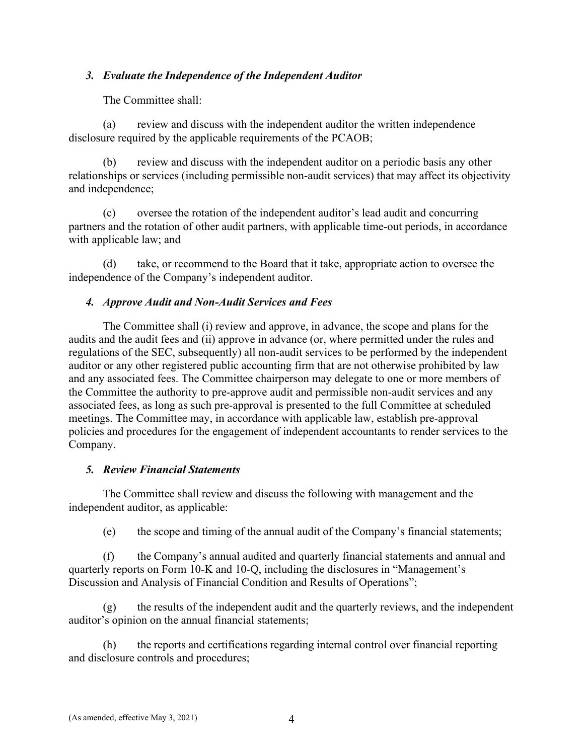### *3. Evaluate the Independence of the Independent Auditor*

The Committee shall:

(a) review and discuss with the independent auditor the written independence disclosure required by the applicable requirements of the PCAOB;

(b) review and discuss with the independent auditor on a periodic basis any other relationships or services (including permissible non-audit services) that may affect its objectivity and independence;

(c) oversee the rotation of the independent auditor's lead audit and concurring partners and the rotation of other audit partners, with applicable time-out periods, in accordance with applicable law; and

(d) take, or recommend to the Board that it take, appropriate action to oversee the independence of the Company's independent auditor.

### *4. Approve Audit and Non-Audit Services and Fees*

The Committee shall (i) review and approve, in advance, the scope and plans for the audits and the audit fees and (ii) approve in advance (or, where permitted under the rules and regulations of the SEC, subsequently) all non-audit services to be performed by the independent auditor or any other registered public accounting firm that are not otherwise prohibited by law and any associated fees. The Committee chairperson may delegate to one or more members of the Committee the authority to pre-approve audit and permissible non-audit services and any associated fees, as long as such pre-approval is presented to the full Committee at scheduled meetings. The Committee may, in accordance with applicable law, establish pre-approval policies and procedures for the engagement of independent accountants to render services to the Company.

### *5. Review Financial Statements*

The Committee shall review and discuss the following with management and the independent auditor, as applicable:

(e) the scope and timing of the annual audit of the Company's financial statements;

(f) the Company's annual audited and quarterly financial statements and annual and quarterly reports on Form 10-K and 10-Q, including the disclosures in "Management's Discussion and Analysis of Financial Condition and Results of Operations";

(g) the results of the independent audit and the quarterly reviews, and the independent auditor's opinion on the annual financial statements;

(h) the reports and certifications regarding internal control over financial reporting and disclosure controls and procedures;

(As amended, effective May 3, 2021)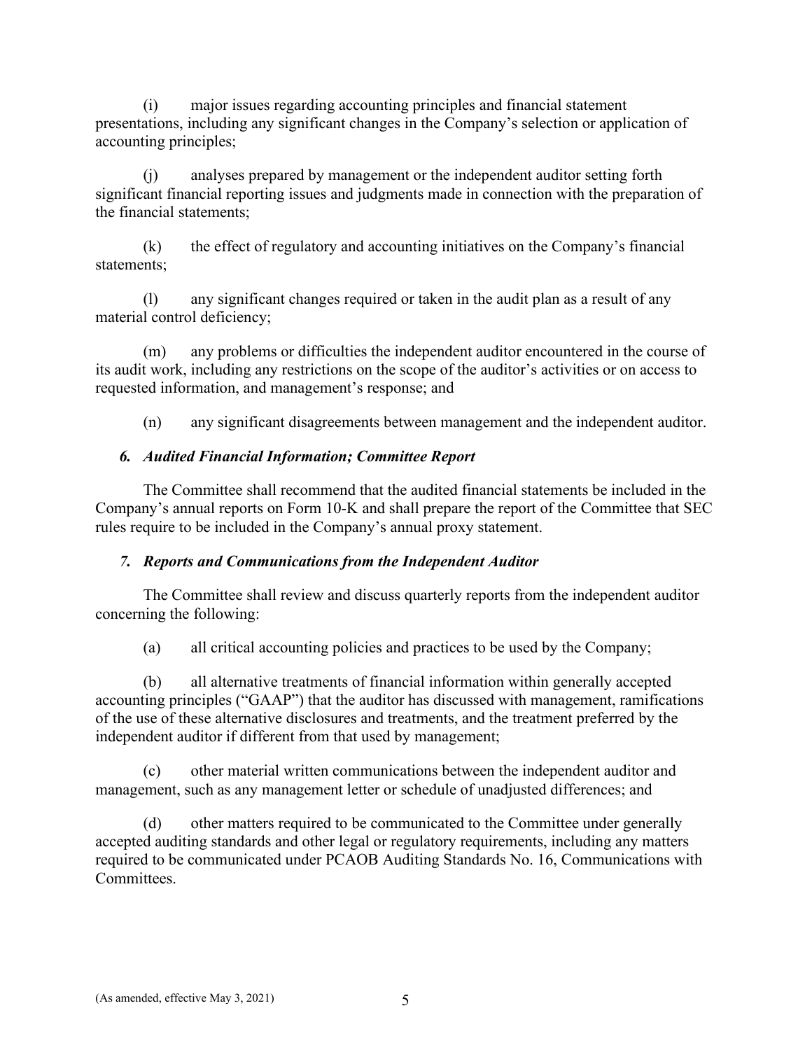(i) major issues regarding accounting principles and financial statement presentations, including any significant changes in the Company's selection or application of accounting principles;

(j) analyses prepared by management or the independent auditor setting forth significant financial reporting issues and judgments made in connection with the preparation of the financial statements;

(k) the effect of regulatory and accounting initiatives on the Company's financial statements;

(l) any significant changes required or taken in the audit plan as a result of any material control deficiency;

(m) any problems or difficulties the independent auditor encountered in the course of its audit work, including any restrictions on the scope of the auditor's activities or on access to requested information, and management's response; and

(n) any significant disagreements between management and the independent auditor.

### *6. Audited Financial Information; Committee Report*

The Committee shall recommend that the audited financial statements be included in the Company's annual reports on Form 10-K and shall prepare the report of the Committee that SEC rules require to be included in the Company's annual proxy statement.

### *7. Reports and Communications from the Independent Auditor*

The Committee shall review and discuss quarterly reports from the independent auditor concerning the following:

(a) all critical accounting policies and practices to be used by the Company;

(b) all alternative treatments of financial information within generally accepted accounting principles ("GAAP") that the auditor has discussed with management, ramifications of the use of these alternative disclosures and treatments, and the treatment preferred by the independent auditor if different from that used by management;

(c) other material written communications between the independent auditor and management, such as any management letter or schedule of unadjusted differences; and

(d) other matters required to be communicated to the Committee under generally accepted auditing standards and other legal or regulatory requirements, including any matters required to be communicated under PCAOB Auditing Standards No. 16, Communications with Committees.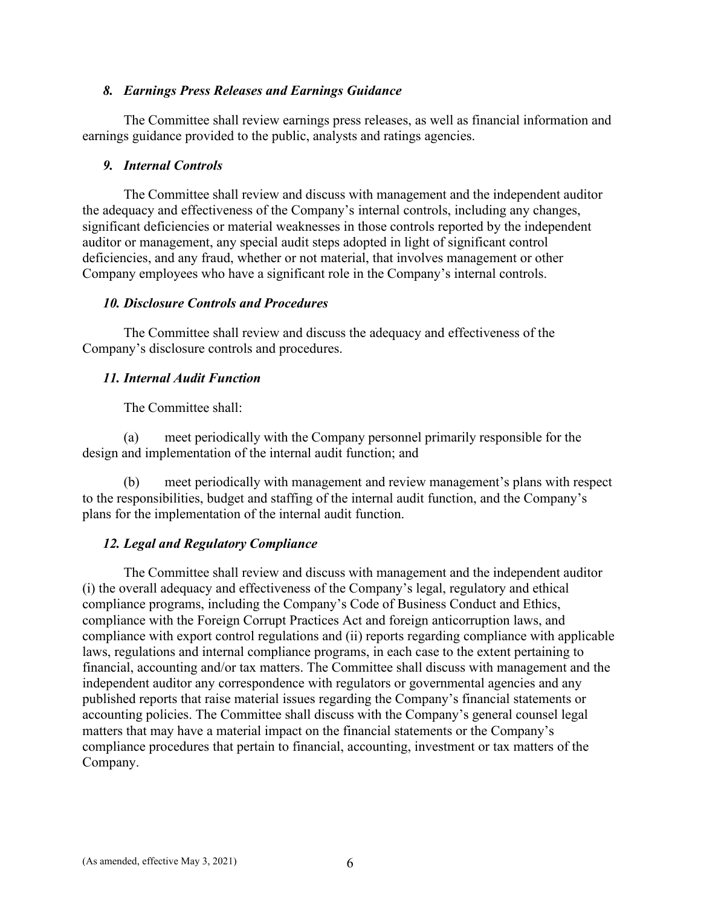### *8. Earnings Press Releases and Earnings Guidance*

The Committee shall review earnings press releases, as well as financial information and earnings guidance provided to the public, analysts and ratings agencies.

### *9. Internal Controls*

The Committee shall review and discuss with management and the independent auditor the adequacy and effectiveness of the Company's internal controls, including any changes, significant deficiencies or material weaknesses in those controls reported by the independent auditor or management, any special audit steps adopted in light of significant control deficiencies, and any fraud, whether or not material, that involves management or other Company employees who have a significant role in the Company's internal controls.

### *10. Disclosure Controls and Procedures*

The Committee shall review and discuss the adequacy and effectiveness of the Company's disclosure controls and procedures.

### *11. Internal Audit Function*

The Committee shall:

(a) meet periodically with the Company personnel primarily responsible for the design and implementation of the internal audit function; and

(b) meet periodically with management and review management's plans with respect to the responsibilities, budget and staffing of the internal audit function, and the Company's plans for the implementation of the internal audit function.

### *12. Legal and Regulatory Compliance*

The Committee shall review and discuss with management and the independent auditor (i) the overall adequacy and effectiveness of the Company's legal, regulatory and ethical compliance programs, including the Company's Code of Business Conduct and Ethics, compliance with the Foreign Corrupt Practices Act and foreign anticorruption laws, and compliance with export control regulations and (ii) reports regarding compliance with applicable laws, regulations and internal compliance programs, in each case to the extent pertaining to financial, accounting and/or tax matters. The Committee shall discuss with management and the independent auditor any correspondence with regulators or governmental agencies and any published reports that raise material issues regarding the Company's financial statements or accounting policies. The Committee shall discuss with the Company's general counsel legal matters that may have a material impact on the financial statements or the Company's compliance procedures that pertain to financial, accounting, investment or tax matters of the Company.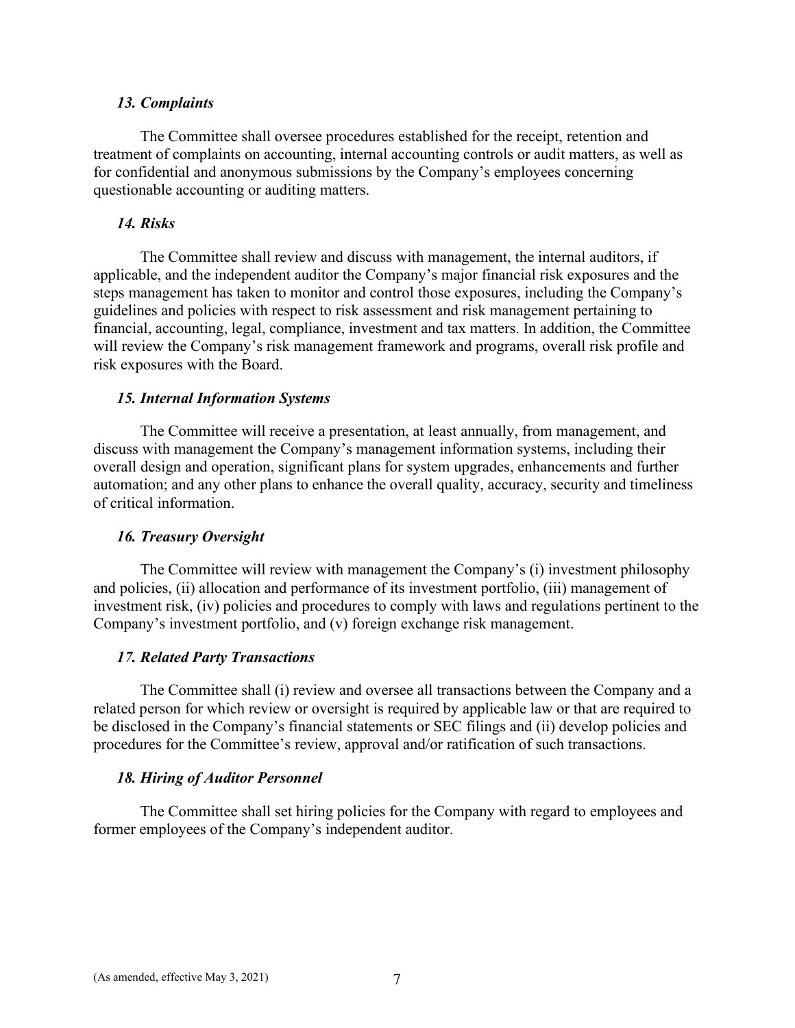### *13. Complaints*

The Committee shall oversee procedures established for the receipt, retention and treatment of complaints on accounting, internal accounting controls or audit matters, as well as for confidential and anonymous submissions by the Company's employees concerning questionable accounting or auditing matters.

### *14. Risks*

The Committee shall review and discuss with management, the internal auditors, if applicable, and the independent auditor the Company's major financial risk exposures and the steps management has taken to monitor and control those exposures, including the Company's guidelines and policies with respect to risk assessment and risk management pertaining to financial, accounting, legal, compliance, investment and tax matters. In addition, the Committee will review the Company's risk management framework and programs, overall risk profile and risk exposures with the Board.

### *15. Internal Information Systems*

The Committee will receive a presentation, at least annually, from management, and discuss with management the Company's management information systems, including their overall design and operation, significant plans for system upgrades, enhancements and further automation; and any other plans to enhance the overall quality, accuracy, security and timeliness of critical information.

### *16. Treasury Oversight*

The Committee will review with management the Company's (i) investment philosophy and policies, (ii) allocation and performance of its investment portfolio, (iii) management of investment risk, (iv) policies and procedures to comply with laws and regulations pertinent to the Company's investment portfolio, and (v) foreign exchange risk management.

### *17. Related Party Transactions*

The Committee shall (i) review and oversee all transactions between the Company and a related person for which review or oversight is required by applicable law or that are required to be disclosed in the Company's financial statements or SEC filings and (ii) develop policies and procedures for the Committee's review, approval and/or ratification of such transactions.

### *18. Hiring of Auditor Personnel*

The Committee shall set hiring policies for the Company with regard to employees and former employees of the Company's independent auditor.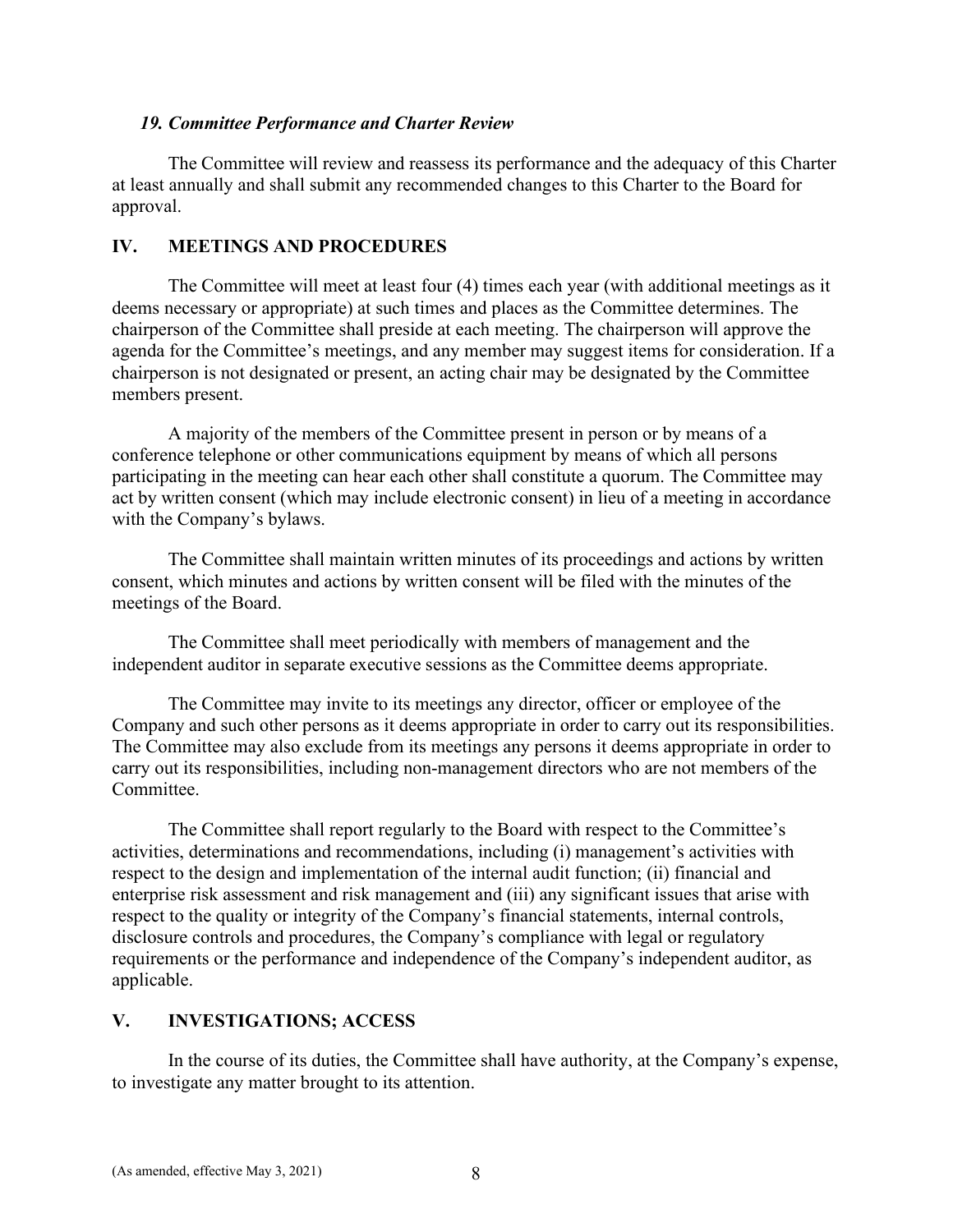### *19. Committee Performance and Charter Review*

The Committee will review and reassess its performance and the adequacy of this Charter at least annually and shall submit any recommended changes to this Charter to the Board for approval.

## IV. MEETINGS AND PROCEDURES

The Committee will meet at least four (4) times each year (with additional meetings as it deems necessary or appropriate) at such times and places as the Committee determines. The chairperson of the Committee shall preside at each meeting. The chairperson will approve the agenda for the Committee's meetings, and any member may suggest items for consideration. If a chairperson is not designated or present, an acting chair may be designated by the Committee members present.

A majority of the members of the Committee present in person or by means of a conference telephone or other communications equipment by means of which all persons participating in the meeting can hear each other shall constitute a quorum. The Committee may act by written consent (which may include electronic consent) in lieu of a meeting in accordance with the Company's bylaws.

The Committee shall maintain written minutes of its proceedings and actions by written consent, which minutes and actions by written consent will be filed with the minutes of the meetings of the Board.

The Committee shall meet periodically with members of management and the independent auditor in separate executive sessions as the Committee deems appropriate.

The Committee may invite to its meetings any director, officer or employee of the Company and such other persons as it deems appropriate in order to carry out its responsibilities. The Committee may also exclude from its meetings any persons it deems appropriate in order to carry out its responsibilities, including non-management directors who are not members of the Committee.

The Committee shall report regularly to the Board with respect to the Committee's activities, determinations and recommendations, including (i) management's activities with respect to the design and implementation of the internal audit function; (ii) financial and enterprise risk assessment and risk management and (iii) any significant issues that arise with respect to the quality or integrity of the Company's financial statements, internal controls, disclosure controls and procedures, the Company's compliance with legal or regulatory requirements or the performance and independence of the Company's independent auditor, as applicable.

## V. INVESTIGATIONS; ACCESS

In the course of its duties, the Committee shall have authority, at the Company's expense, to investigate any matter brought to its attention.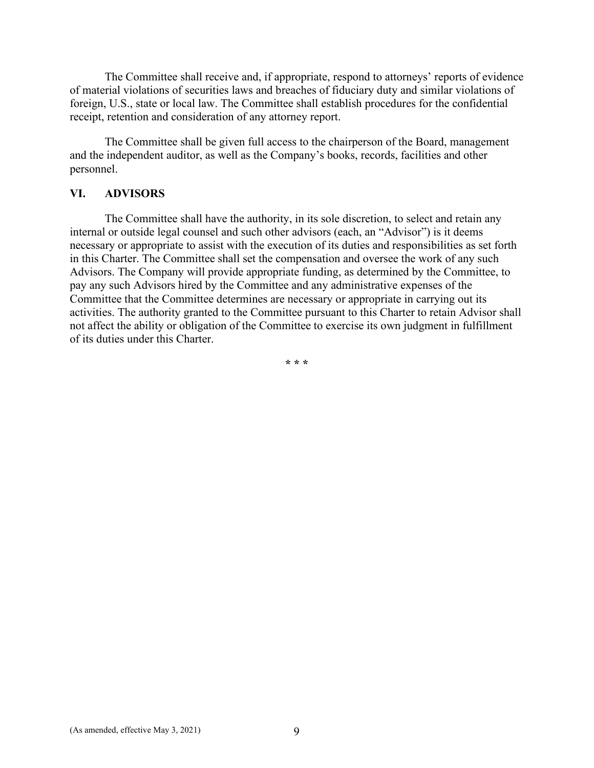The Committee shall receive and, if appropriate, respond to attorneys' reports of evidence of material violations of securities laws and breaches of fiduciary duty and similar violations of foreign, U.S., state or local law. The Committee shall establish procedures for the confidential receipt, retention and consideration of any attorney report.

The Committee shall be given full access to the chairperson of the Board, management and the independent auditor, as well as the Company's books, records, facilities and other personnel.

## VI. ADVISORS

The Committee shall have the authority, in its sole discretion, to select and retain any internal or outside legal counsel and such other advisors (each, an "Advisor") is it deems necessary or appropriate to assist with the execution of its duties and responsibilities as set forth in this Charter. The Committee shall set the compensation and oversee the work of any such Advisors. The Company will provide appropriate funding, as determined by the Committee, to pay any such Advisors hired by the Committee and any administrative expenses of the Committee that the Committee determines are necessary or appropriate in carrying out its activities. The authority granted to the Committee pursuant to this Charter to retain Advisor shall not affect the ability or obligation of the Committee to exercise its own judgment in fulfillment of its duties under this Charter.

* * *